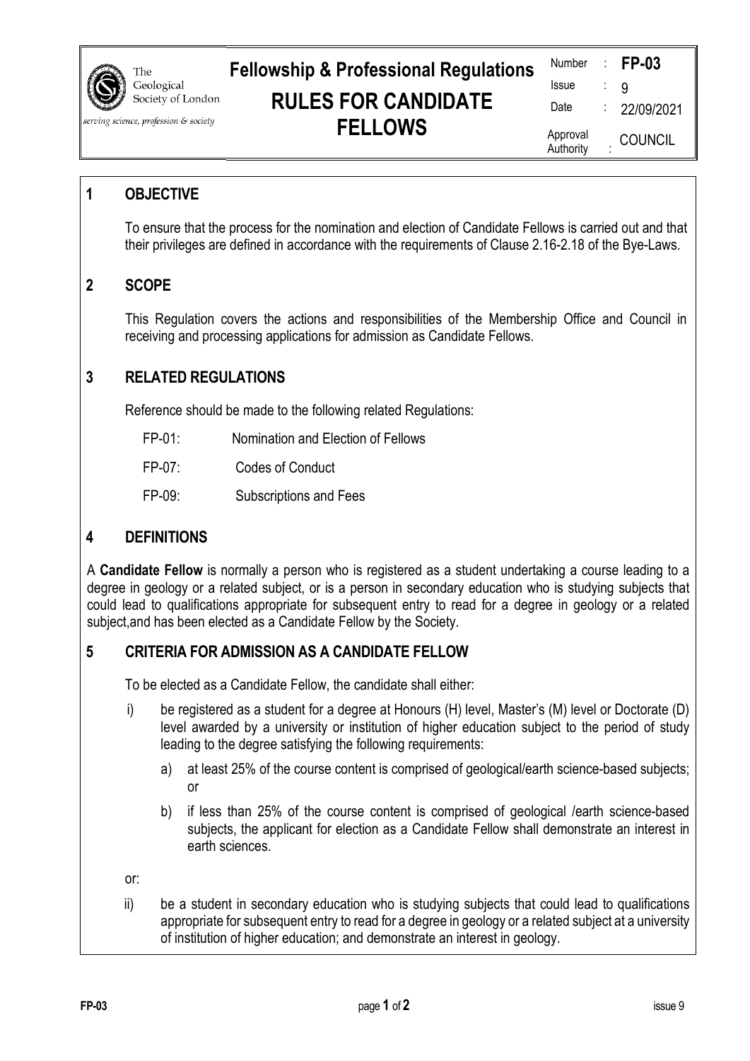# Fellowship & Professional Regulations

# RULES FOR CANDIDATE FELLOWS

| | | |
|---|---|---|
| Number | : | **FP-03** |
| Issue | : | 9 |
| Date | : | 22/09/2021 |
| Approval Authority | : | COUNCIL |

## 1 OBJECTIVE

To ensure that the process for the nomination and election of Candidate Fellows is carried out and that their privileges are defined in accordance with the requirements of Clause 2.16-2.18 of the Bye-Laws.

## 2 SCOPE

This Regulation covers the actions and responsibilities of the Membership Office and Council in receiving and processing applications for admission as Candidate Fellows.

## 3 RELATED REGULATIONS

Reference should be made to the following related Regulations:

FP-01: Nomination and Election of Fellows

FP-07: Codes of Conduct

FP-09: Subscriptions and Fees

## 4 DEFINITIONS

A **Candidate Fellow** is normally a person who is registered as a student undertaking a course leading to a degree in geology or a related subject, or is a person in secondary education who is studying subjects that could lead to qualifications appropriate for subsequent entry to read for a degree in geology or a related subject,and has been elected as a Candidate Fellow by the Society.

## 5 CRITERIA FOR ADMISSION AS A CANDIDATE FELLOW

To be elected as a Candidate Fellow, the candidate shall either:

i) be registered as a student for a degree at Honours (H) level, Master's (M) level or Doctorate (D) level awarded by a university or institution of higher education subject to the period of study leading to the degree satisfying the following requirements:

   a) at least 25% of the course content is comprised of geological/earth science-based subjects; or

   b) if less than 25% of the course content is comprised of geological /earth science-based subjects, the applicant for election as a Candidate Fellow shall demonstrate an interest in earth sciences.

or:

ii) be a student in secondary education who is studying subjects that could lead to qualifications appropriate for subsequent entry to read for a degree in geology or a related subject at a university of institution of higher education; and demonstrate an interest in geology.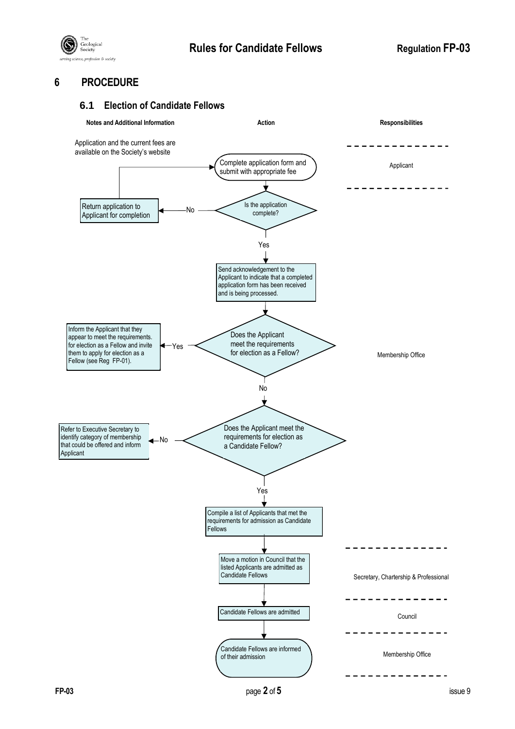# 6 PROCEDURE

## 6.1 Election of Candidate Fellows

| Notes and Additional Information | Action | Responsibilities |
|---|---|---|
| Application and the current fees are available on the Society's website | Complete application form and submit with appropriate fee | Applicant |
| No → Return application to Applicant for completion (then back to "Complete application form and submit with appropriate fee") | Is the application complete? | Membership Office |
| | Yes → Send acknowledgement to the Applicant to indicate that a completed application form has been received and is being processed. | Membership Office |
| Yes → Inform the Applicant that they appear to meet the requirements. for election as a Fellow and invite them to apply for election as a Fellow (see Reg FP-01). | Does the Applicant meet the requirements for election as a Fellow? | Membership Office |
| No → Refer to Executive Secretary to identify category of membership that could be offered and inform Applicant | No → Does the Applicant meet the requirements for election as a Candidate Fellow? | Membership Office |
| | Yes → Compile a list of Applicants that met the requirements for admission as Candidate Fellows | Membership Office |
| | Move a motion in Council that the listed Applicants are admitted as Candidate Fellows | Secretary, Chartership & Professional |
| | Candidate Fellows are admitted | Council |
| | Candidate Fellows are informed of their admission | Membership Office |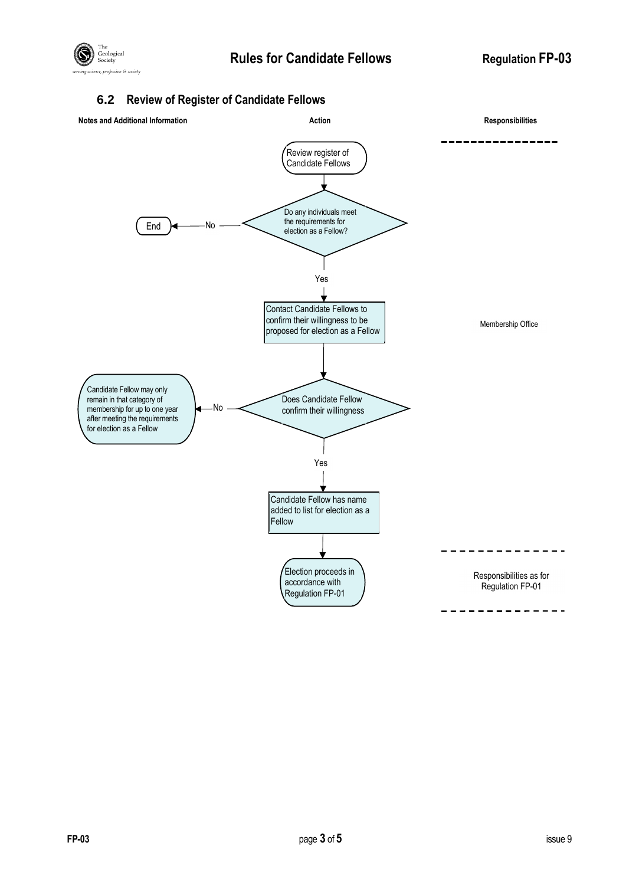## 6.2 Review of Register of Candidate Fellows

| Notes and Additional Information | Action | Responsibilities |
|---|---|---|
| | Review register of Candidate Fellows | |
| End (No) | Do any individuals meet the requirements for election as a Fellow? | |
| | Yes | |
| | Contact Candidate Fellows to confirm their willingness to be proposed for election as a Fellow | Membership Office |
| Candidate Fellow may only remain in that category of membership for up to one year after meeting the requirements for election as a Fellow (No) | Does Candidate Fellow confirm their willingness | |
| | Yes | |
| | Candidate Fellow has name added to list for election as a Fellow | |
| | Election proceeds in accordance with Regulation FP-01 | Responsibilities as for Regulation FP-01 |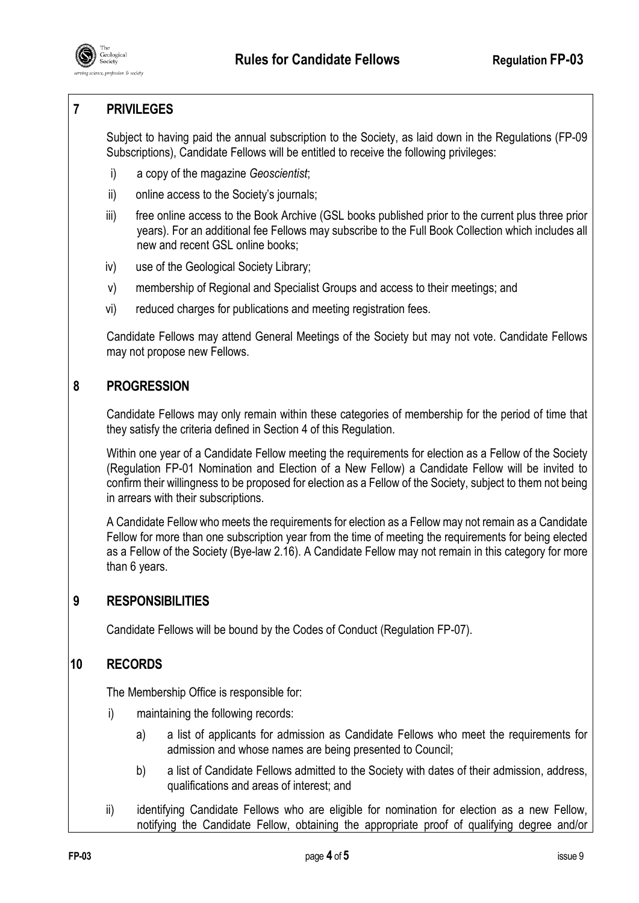## 7 PRIVILEGES

Subject to having paid the annual subscription to the Society, as laid down in the Regulations (FP-09 Subscriptions), Candidate Fellows will be entitled to receive the following privileges:

i) a copy of the magazine *Geoscientist*;

ii) online access to the Society's journals;

iii) free online access to the Book Archive (GSL books published prior to the current plus three prior years). For an additional fee Fellows may subscribe to the Full Book Collection which includes all new and recent GSL online books;

iv) use of the Geological Society Library;

v) membership of Regional and Specialist Groups and access to their meetings; and

vi) reduced charges for publications and meeting registration fees.

Candidate Fellows may attend General Meetings of the Society but may not vote. Candidate Fellows may not propose new Fellows.

## 8 PROGRESSION

Candidate Fellows may only remain within these categories of membership for the period of time that they satisfy the criteria defined in Section 4 of this Regulation.

Within one year of a Candidate Fellow meeting the requirements for election as a Fellow of the Society (Regulation FP-01 Nomination and Election of a New Fellow) a Candidate Fellow will be invited to confirm their willingness to be proposed for election as a Fellow of the Society, subject to them not being in arrears with their subscriptions.

A Candidate Fellow who meets the requirements for election as a Fellow may not remain as a Candidate Fellow for more than one subscription year from the time of meeting the requirements for being elected as a Fellow of the Society (Bye-law 2.16). A Candidate Fellow may not remain in this category for more than 6 years.

## 9 RESPONSIBILITIES

Candidate Fellows will be bound by the Codes of Conduct (Regulation FP-07).

## 10 RECORDS

The Membership Office is responsible for:

i) maintaining the following records:

   a) a list of applicants for admission as Candidate Fellows who meet the requirements for admission and whose names are being presented to Council;

   b) a list of Candidate Fellows admitted to the Society with dates of their admission, address, qualifications and areas of interest; and

ii) identifying Candidate Fellows who are eligible for nomination for election as a new Fellow, notifying the Candidate Fellow, obtaining the appropriate proof of qualifying degree and/or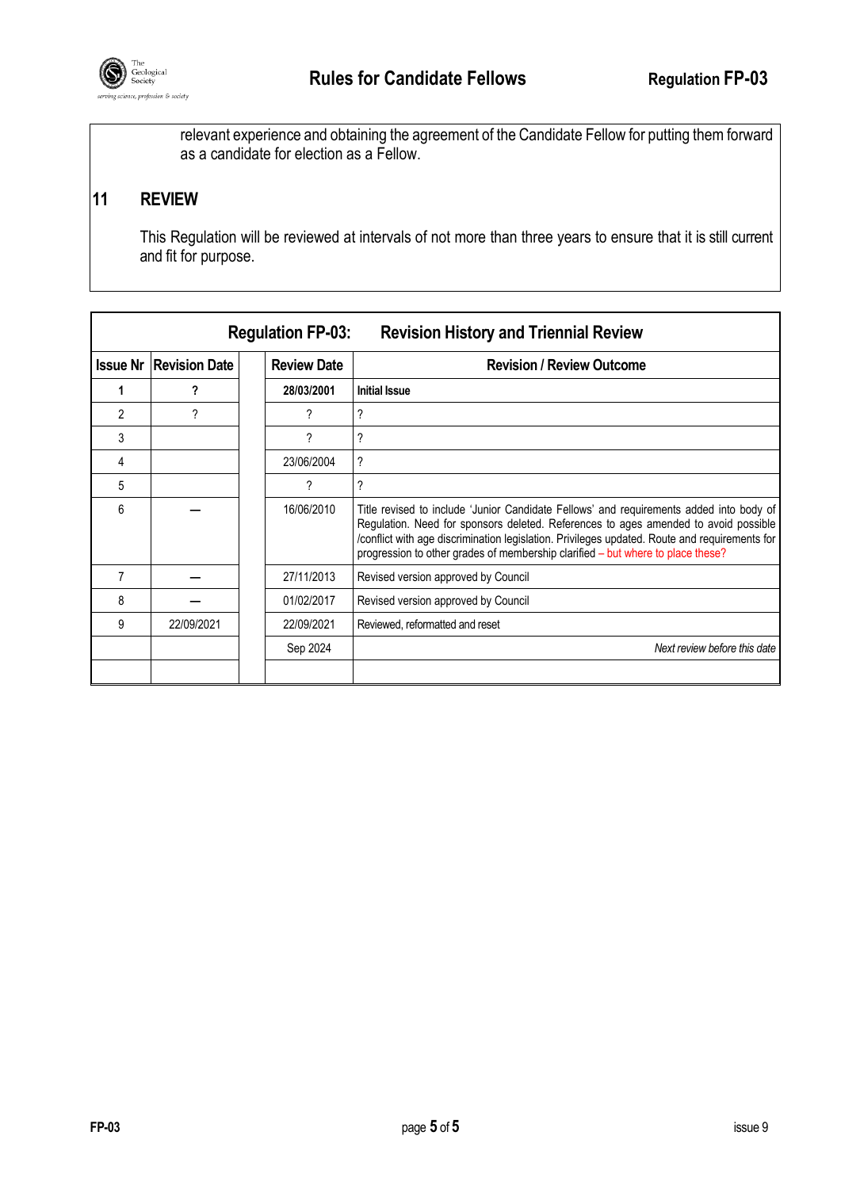relevant experience and obtaining the agreement of the Candidate Fellow for putting them forward as a candidate for election as a Fellow.

## 11 REVIEW

This Regulation will be reviewed at intervals of not more than three years to ensure that it is still current and fit for purpose.

**Regulation FP-03: Revision History and Triennial Review**

| Issue Nr | Revision Date | | Review Date | Revision / Review Outcome |
|---|---|---|---|---|
| **1** | **?** | | **28/03/2001** | **Initial Issue** |
| 2 | ? | | ? | ? |
| 3 | | | ? | ? |
| 4 | | | 23/06/2004 | ? |
| 5 | | | ? | ? |
| 6 | — | | 16/06/2010 | Title revised to include 'Junior Candidate Fellows' and requirements added into body of Regulation. Need for sponsors deleted. References to ages amended to avoid possible /conflict with age discrimination legislation. Privileges updated. Route and requirements for progression to other grades of membership clarified – but where to place these? |
| 7 | — | | 27/11/2013 | Revised version approved by Council |
| 8 | — | | 01/02/2017 | Revised version approved by Council |
| 9 | 22/09/2021 | | 22/09/2021 | Reviewed, reformatted and reset |
| | | | Sep 2024 | *Next review before this date* |
| | | | | |